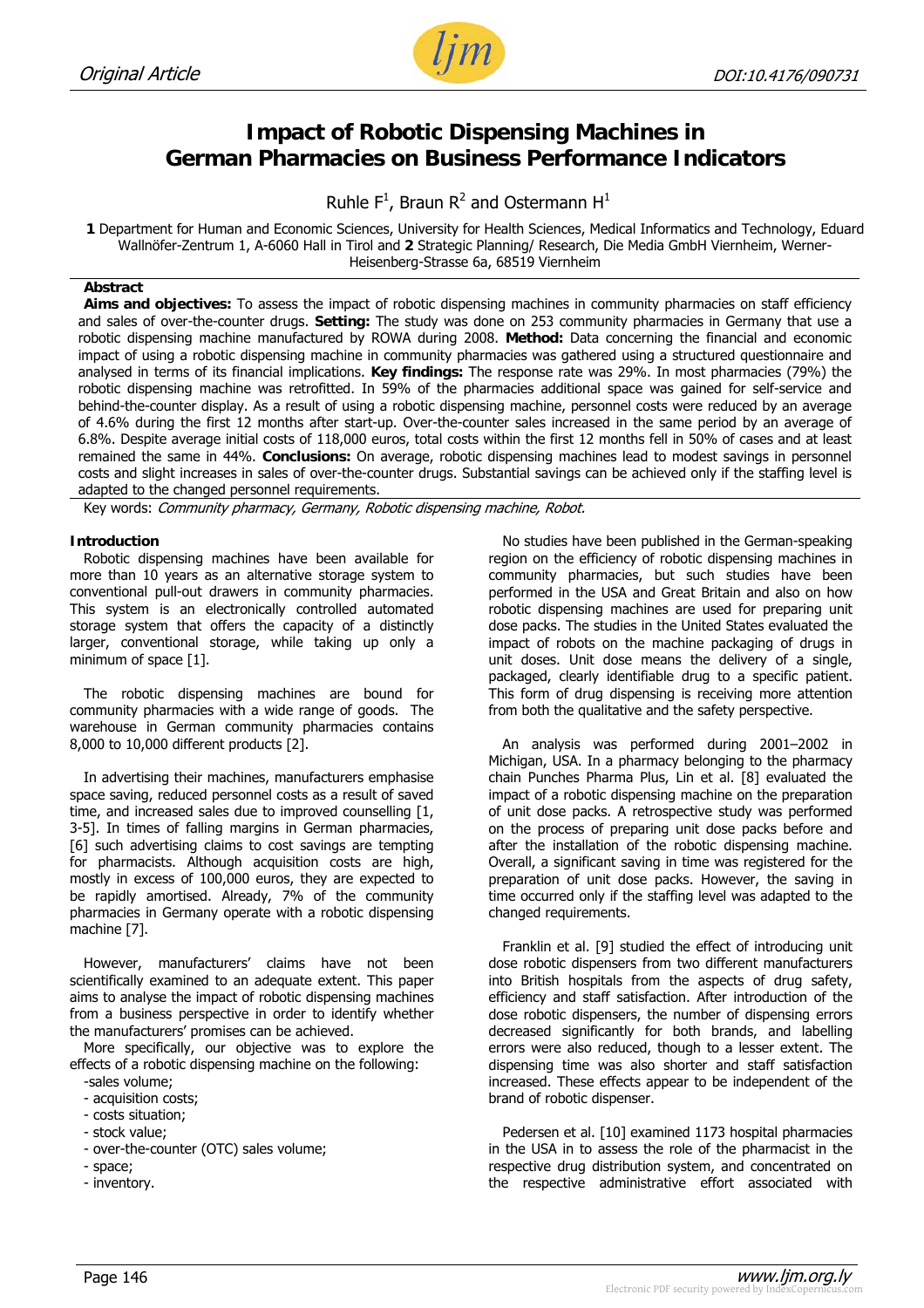Original Article

DOI:10.4176/090731

# Impact of Robotic Dispensing Machines in German Pharmacies on Business Performance Indicators

Ruhle F[1], Braun R[2] and Ostermann H[1]

**1** Department for Human and Economic Sciences, University for Health Sciences, Medical Informatics and Technology, Eduard Wallnöfer-Zentrum 1, A-6060 Hall in Tirol and **2** Strategic Planning/ Research, Die Media GmbH Viernheim, Werner-Heisenberg-Strasse 6a, 68519 Viernheim

**Abstract**

**Aims and objectives:** To assess the impact of robotic dispensing machines in community pharmacies on staff efficiency and sales of over-the-counter drugs. **Setting:** The study was done on 253 community pharmacies in Germany that use a robotic dispensing machine manufactured by ROWA during 2008. **Method:** Data concerning the financial and economic impact of using a robotic dispensing machine in community pharmacies was gathered using a structured questionnaire and analysed in terms of its financial implications. **Key findings:** The response rate was 29%. In most pharmacies (79%) the robotic dispensing machine was retrofitted. In 59% of the pharmacies additional space was gained for self-service and behind-the-counter display. As a result of using a robotic dispensing machine, personnel costs were reduced by an average of 4.6% during the first 12 months after start-up. Over-the-counter sales increased in the same period by an average of 6.8%. Despite average initial costs of 118,000 euros, total costs within the first 12 months fell in 50% of cases and at least remained the same in 44%. **Conclusions:** On average, robotic dispensing machines lead to modest savings in personnel costs and slight increases in sales of over-the-counter drugs. Substantial savings can be achieved only if the staffing level is adapted to the changed personnel requirements.

Key words: *Community pharmacy, Germany, Robotic dispensing machine, Robot.*

## Introduction

Robotic dispensing machines have been available for more than 10 years as an alternative storage system to conventional pull-out drawers in community pharmacies. This system is an electronically controlled automated storage system that offers the capacity of a distinctly larger, conventional storage, while taking up only a minimum of space [1].

The robotic dispensing machines are bound for community pharmacies with a wide range of goods. The warehouse in German community pharmacies contains 8,000 to 10,000 different products [2].

In advertising their machines, manufacturers emphasise space saving, reduced personnel costs as a result of saved time, and increased sales due to improved counselling [1, 3-5]. In times of falling margins in German pharmacies, [6] such advertising claims to cost savings are tempting for pharmacists. Although acquisition costs are high, mostly in excess of 100,000 euros, they are expected to be rapidly amortised. Already, 7% of the community pharmacies in Germany operate with a robotic dispensing machine [7].

However, manufacturers' claims have not been scientifically examined to an adequate extent. This paper aims to analyse the impact of robotic dispensing machines from a business perspective in order to identify whether the manufacturers' promises can be achieved.

More specifically, our objective was to explore the effects of a robotic dispensing machine on the following:

- sales volume;
- acquisition costs;
- costs situation;
- stock value;
- over-the-counter (OTC) sales volume;
- space;
- inventory.

No studies have been published in the German-speaking region on the efficiency of robotic dispensing machines in community pharmacies, but such studies have been performed in the USA and Great Britain and also on how robotic dispensing machines are used for preparing unit dose packs. The studies in the United States evaluated the impact of robots on the machine packaging of drugs in unit doses. Unit dose means the delivery of a single, packaged, clearly identifiable drug to a specific patient. This form of drug dispensing is receiving more attention from both the qualitative and the safety perspective.

An analysis was performed during 2001–2002 in Michigan, USA. In a pharmacy belonging to the pharmacy chain Punches Pharma Plus, Lin et al. [8] evaluated the impact of a robotic dispensing machine on the preparation of unit dose packs. A retrospective study was performed on the process of preparing unit dose packs before and after the installation of the robotic dispensing machine. Overall, a significant saving in time was registered for the preparation of unit dose packs. However, the saving in time occurred only if the staffing level was adapted to the changed requirements.

Franklin et al. [9] studied the effect of introducing unit dose robotic dispensers from two different manufacturers into British hospitals from the aspects of drug safety, efficiency and staff satisfaction. After introduction of the dose robotic dispensers, the number of dispensing errors decreased significantly for both brands, and labelling errors were also reduced, though to a lesser extent. The dispensing time was also shorter and staff satisfaction increased. These effects appear to be independent of the brand of robotic dispenser.

Pedersen et al. [10] examined 1173 hospital pharmacies in the USA in to assess the role of the pharmacist in the respective drug distribution system, and concentrated on the respective administrative effort associated with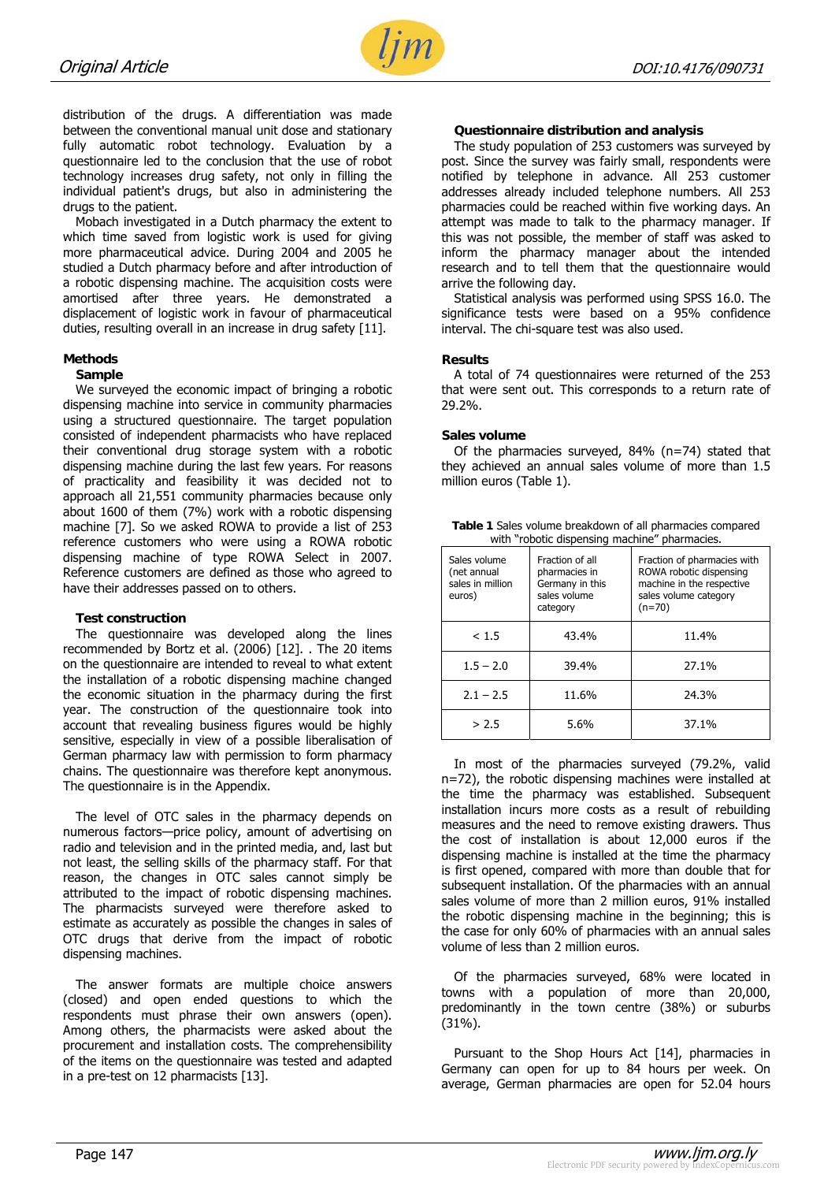distribution of the drugs. A differentiation was made between the conventional manual unit dose and stationary fully automatic robot technology. Evaluation by a questionnaire led to the conclusion that the use of robot technology increases drug safety, not only in filling the individual patient's drugs, but also in administering the drugs to the patient.

Mobach investigated in a Dutch pharmacy the extent to which time saved from logistic work is used for giving more pharmaceutical advice. During 2004 and 2005 he studied a Dutch pharmacy before and after introduction of a robotic dispensing machine. The acquisition costs were amortised after three years. He demonstrated a displacement of logistic work in favour of pharmaceutical duties, resulting overall in an increase in drug safety [11].

## Methods

### Sample

We surveyed the economic impact of bringing a robotic dispensing machine into service in community pharmacies using a structured questionnaire. The target population consisted of independent pharmacists who have replaced their conventional drug storage system with a robotic dispensing machine during the last few years. For reasons of practicality and feasibility it was decided not to approach all 21,551 community pharmacies because only about 1600 of them (7%) work with a robotic dispensing machine [7]. So we asked ROWA to provide a list of 253 reference customers who were using a ROWA robotic dispensing machine of type ROWA Select in 2007. Reference customers are defined as those who agreed to have their addresses passed on to others.

### Test construction

The questionnaire was developed along the lines recommended by Bortz et al. (2006) [12]. . The 20 items on the questionnaire are intended to reveal to what extent the installation of a robotic dispensing machine changed the economic situation in the pharmacy during the first year. The construction of the questionnaire took into account that revealing business figures would be highly sensitive, especially in view of a possible liberalisation of German pharmacy law with permission to form pharmacy chains. The questionnaire was therefore kept anonymous. The questionnaire is in the Appendix.

The level of OTC sales in the pharmacy depends on numerous factors—price policy, amount of advertising on radio and television and in the printed media, and, last but not least, the selling skills of the pharmacy staff. For that reason, the changes in OTC sales cannot simply be attributed to the impact of robotic dispensing machines. The pharmacists surveyed were therefore asked to estimate as accurately as possible the changes in sales of OTC drugs that derive from the impact of robotic dispensing machines.

The answer formats are multiple choice answers (closed) and open ended questions to which the respondents must phrase their own answers (open). Among others, the pharmacists were asked about the procurement and installation costs. The comprehensibility of the items on the questionnaire was tested and adapted in a pre-test on 12 pharmacists [13].

### Questionnaire distribution and analysis

The study population of 253 customers was surveyed by post. Since the survey was fairly small, respondents were notified by telephone in advance. All 253 customer addresses already included telephone numbers. All 253 pharmacies could be reached within five working days. An attempt was made to talk to the pharmacy manager. If this was not possible, the member of staff was asked to inform the pharmacy manager about the intended research and to tell them that the questionnaire would arrive the following day.

Statistical analysis was performed using SPSS 16.0. The significance tests were based on a 95% confidence interval. The chi-square test was also used.

## Results

A total of 74 questionnaires were returned of the 253 that were sent out. This corresponds to a return rate of 29.2%.

### Sales volume

Of the pharmacies surveyed, 84% (n=74) stated that they achieved an annual sales volume of more than 1.5 million euros (Table 1).

**Table 1** Sales volume breakdown of all pharmacies compared with "robotic dispensing machine" pharmacies.

| Sales volume (net annual sales in million euros) | Fraction of all pharmacies in Germany in this sales volume category | Fraction of pharmacies with ROWA robotic dispensing machine in the respective sales volume category (n=70) |
|---|---|---|
| < 1.5 | 43.4% | 11.4% |
| 1.5 – 2.0 | 39.4% | 27.1% |
| 2.1 – 2.5 | 11.6% | 24.3% |
| > 2.5 | 5.6% | 37.1% |

In most of the pharmacies surveyed (79.2%, valid n=72), the robotic dispensing machines were installed at the time the pharmacy was established. Subsequent installation incurs more costs as a result of rebuilding measures and the need to remove existing drawers. Thus the cost of installation is about 12,000 euros if the dispensing machine is installed at the time the pharmacy is first opened, compared with more than double that for subsequent installation. Of the pharmacies with an annual sales volume of more than 2 million euros, 91% installed the robotic dispensing machine in the beginning; this is the case for only 60% of pharmacies with an annual sales volume of less than 2 million euros.

Of the pharmacies surveyed, 68% were located in towns with a population of more than 20,000, predominantly in the town centre (38%) or suburbs (31%).

Pursuant to the Shop Hours Act [14], pharmacies in Germany can open for up to 84 hours per week. On average, German pharmacies are open for 52.04 hours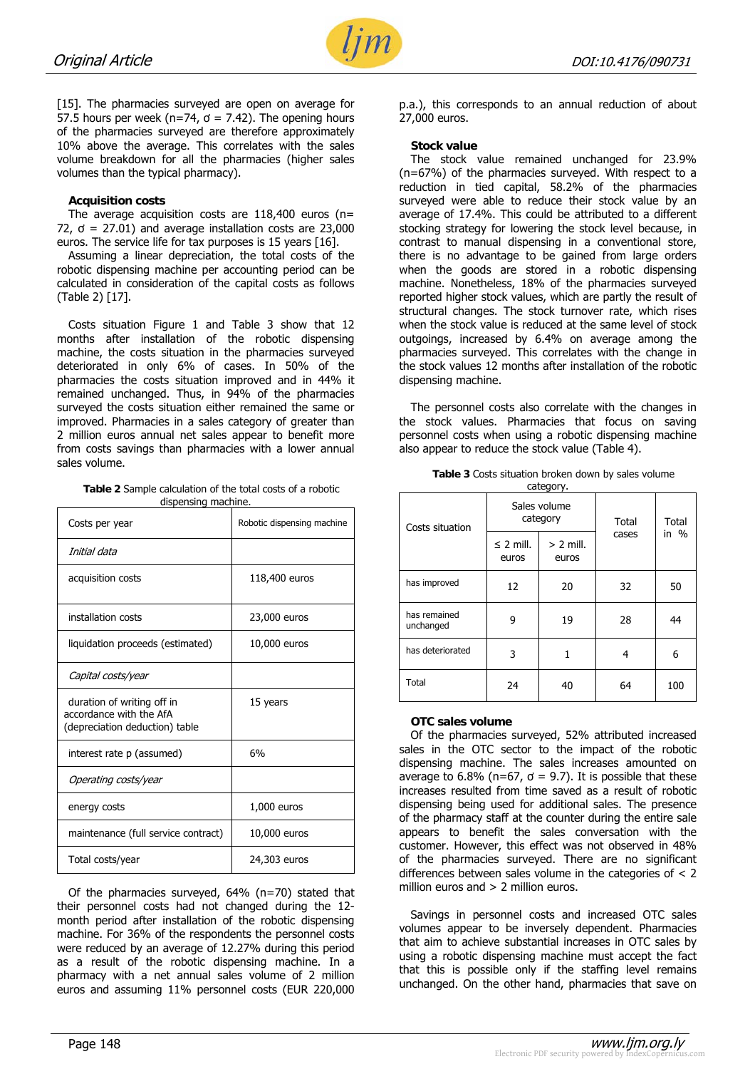[15]. The pharmacies surveyed are open on average for 57.5 hours per week (n=74, σ = 7.42). The opening hours of the pharmacies surveyed are therefore approximately 10% above the average. This correlates with the sales volume breakdown for all the pharmacies (higher sales volumes than the typical pharmacy).

**Acquisition costs**

The average acquisition costs are 118,400 euros (n= 72, σ = 27.01) and average installation costs are 23,000 euros. The service life for tax purposes is 15 years [16].

Assuming a linear depreciation, the total costs of the robotic dispensing machine per accounting period can be calculated in consideration of the capital costs as follows (Table 2) [17].

Costs situation Figure 1 and Table 3 show that 12 months after installation of the robotic dispensing machine, the costs situation in the pharmacies surveyed deteriorated in only 6% of cases. In 50% of the pharmacies the costs situation improved and in 44% it remained unchanged. Thus, in 94% of the pharmacies surveyed the costs situation either remained the same or improved. Pharmacies in a sales category of greater than 2 million euros annual net sales appear to benefit more from costs savings than pharmacies with a lower annual sales volume.

**Table 2** Sample calculation of the total costs of a robotic dispensing machine.

| Costs per year | Robotic dispensing machine |
|---|---|
| *Initial data* | |
| acquisition costs | 118,400 euros |
| installation costs | 23,000 euros |
| liquidation proceeds (estimated) | 10,000 euros |
| *Capital costs/year* | |
| duration of writing off in accordance with the AfA (depreciation deduction) table | 15 years |
| interest rate p (assumed) | 6% |
| *Operating costs/year* | |
| energy costs | 1,000 euros |
| maintenance (full service contract) | 10,000 euros |
| Total costs/year | 24,303 euros |

Of the pharmacies surveyed, 64% (n=70) stated that their personnel costs had not changed during the 12-month period after installation of the robotic dispensing machine. For 36% of the respondents the personnel costs were reduced by an average of 12.27% during this period as a result of the robotic dispensing machine. In a pharmacy with a net annual sales volume of 2 million euros and assuming 11% personnel costs (EUR 220,000 p.a.), this corresponds to an annual reduction of about 27,000 euros.

**Stock value**

The stock value remained unchanged for 23.9% (n=67%) of the pharmacies surveyed. With respect to a reduction in tied capital, 58.2% of the pharmacies surveyed were able to reduce their stock value by an average of 17.4%. This could be attributed to a different stocking strategy for lowering the stock level because, in contrast to manual dispensing in a conventional store, there is no advantage to be gained from large orders when the goods are stored in a robotic dispensing machine. Nonetheless, 18% of the pharmacies surveyed reported higher stock values, which are partly the result of structural changes. The stock turnover rate, which rises when the stock value is reduced at the same level of stock outgoings, increased by 6.4% on average among the pharmacies surveyed. This correlates with the change in the stock values 12 months after installation of the robotic dispensing machine.

The personnel costs also correlate with the changes in the stock values. Pharmacies that focus on saving personnel costs when using a robotic dispensing machine also appear to reduce the stock value (Table 4).

**Table 3** Costs situation broken down by sales volume category.

| Costs situation | Sales volume category | | Total cases | Total in % |
|---|---|---|---|---|
| | ≤ 2 mill. euros | > 2 mill. euros | | |
| has improved | 12 | 20 | 32 | 50 |
| has remained unchanged | 9 | 19 | 28 | 44 |
| has deteriorated | 3 | 1 | 4 | 6 |
| Total | 24 | 40 | 64 | 100 |

**OTC sales volume**

Of the pharmacies surveyed, 52% attributed increased sales in the OTC sector to the impact of the robotic dispensing machine. The sales increases amounted on average to 6.8% (n=67, σ = 9.7). It is possible that these increases resulted from time saved as a result of robotic dispensing being used for additional sales. The presence of the pharmacy staff at the counter during the entire sale appears to benefit the sales conversation with the customer. However, this effect was not observed in 48% of the pharmacies surveyed. There are no significant differences between sales volume in the categories of < 2 million euros and > 2 million euros.

Savings in personnel costs and increased OTC sales volumes appear to be inversely dependent. Pharmacies that aim to achieve substantial increases in OTC sales by using a robotic dispensing machine must accept the fact that this is possible only if the staffing level remains unchanged. On the other hand, pharmacies that save on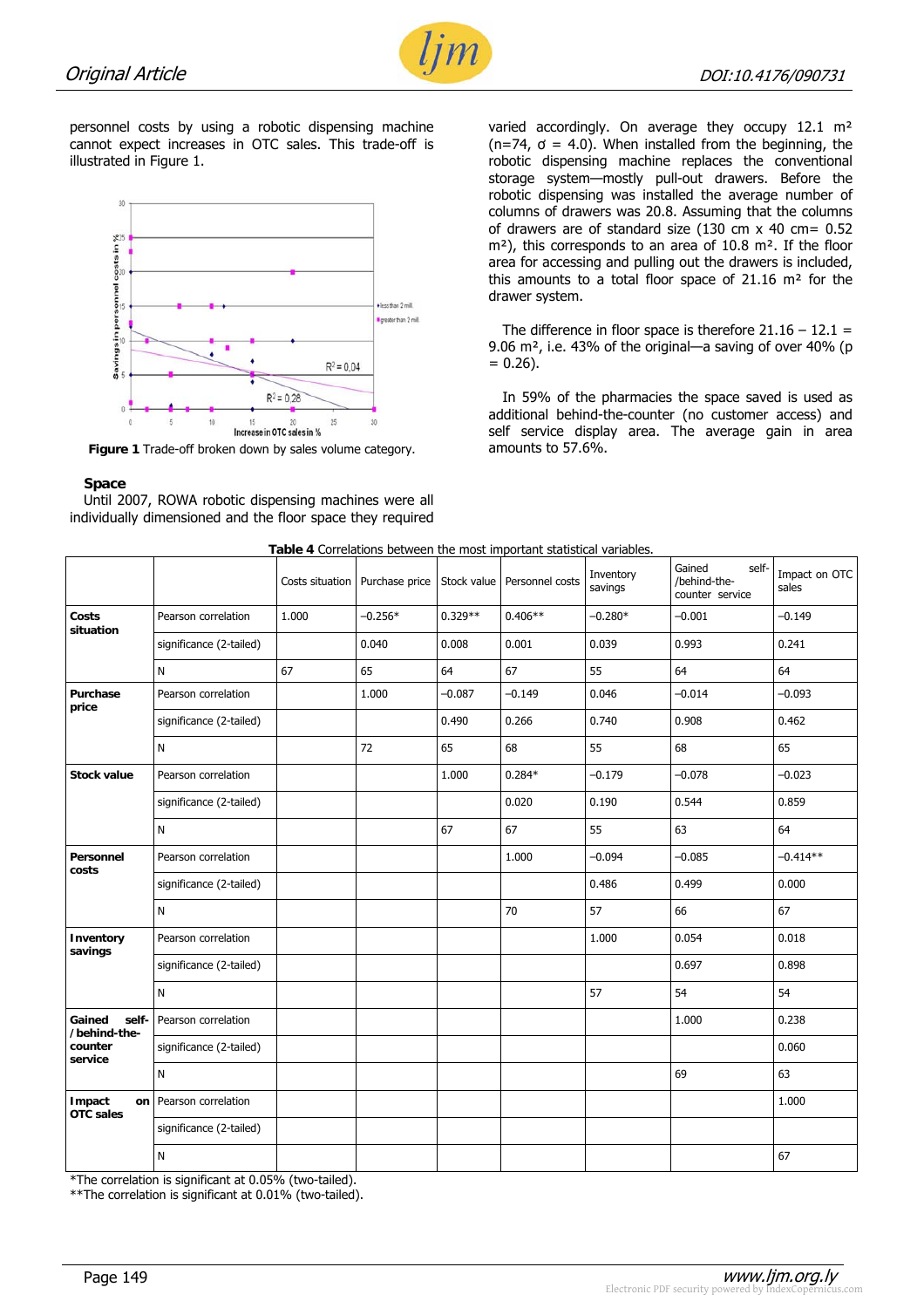personnel costs by using a robotic dispensing machine cannot expect increases in OTC sales. This trade-off is illustrated in Figure 1.

**Figure 1** Trade-off broken down by sales volume category.

### Space

Until 2007, ROWA robotic dispensing machines were all individually dimensioned and the floor space they required varied accordingly. On average they occupy 12.1 m² (n=74, σ = 4.0). When installed from the beginning, the robotic dispensing machine replaces the conventional storage system—mostly pull-out drawers. Before the robotic dispensing was installed the average number of columns of drawers was 20.8. Assuming that the columns of drawers are of standard size (130 cm x 40 cm= 0.52 m²), this corresponds to an area of 10.8 m². If the floor area for accessing and pulling out the drawers is included, this amounts to a total floor space of 21.16 m² for the drawer system.

The difference in floor space is therefore 21.16 – 12.1 = 9.06 m², i.e. 43% of the original—a saving of over 40% (p = 0.26).

In 59% of the pharmacies the space saved is used as additional behind-the-counter (no customer access) and self service display area. The average gain in area amounts to 57.6%.

**Table 4** Correlations between the most important statistical variables.

| | | Costs situation | Purchase price | Stock value | Personnel costs | Inventory savings | Gained self-/behind-the-counter service | Impact on OTC sales |
|---|---|---|---|---|---|---|---|---|
| **Costs situation** | Pearson correlation | 1.000 | −0.256* | 0.329** | 0.406** | −0.280* | −0.001 | −0.149 |
| | significance (2-tailed) | | 0.040 | 0.008 | 0.001 | 0.039 | 0.993 | 0.241 |
| | N | 67 | 65 | 64 | 67 | 55 | 64 | 64 |
| **Purchase price** | Pearson correlation | | 1.000 | −0.087 | −0.149 | 0.046 | −0.014 | −0.093 |
| | significance (2-tailed) | | | 0.490 | 0.266 | 0.740 | 0.908 | 0.462 |
| | N | | 72 | 65 | 68 | 55 | 68 | 65 |
| **Stock value** | Pearson correlation | | | 1.000 | 0.284* | −0.179 | −0.078 | −0.023 |
| | significance (2-tailed) | | | | 0.020 | 0.190 | 0.544 | 0.859 |
| | N | | | 67 | 67 | 55 | 63 | 64 |
| **Personnel costs** | Pearson correlation | | | | 1.000 | −0.094 | −0.085 | −0.414** |
| | significance (2-tailed) | | | | | 0.486 | 0.499 | 0.000 |
| | N | | | | 70 | 57 | 66 | 67 |
| **Inventory savings** | Pearson correlation | | | | | 1.000 | 0.054 | 0.018 |
| | significance (2-tailed) | | | | | | 0.697 | 0.898 |
| | N | | | | | 57 | 54 | 54 |
| **Gained self-/behind-the-counter service** | Pearson correlation | | | | | | 1.000 | 0.238 |
| | significance (2-tailed) | | | | | | | 0.060 |
| | N | | | | | | 69 | 63 |
| **Impact on OTC sales** | Pearson correlation | | | | | | | 1.000 |
| | significance (2-tailed) | | | | | | | |
| | N | | | | | | | 67 |

*The correlation is significant at 0.05% (two-tailed).
**The correlation is significant at 0.01% (two-tailed).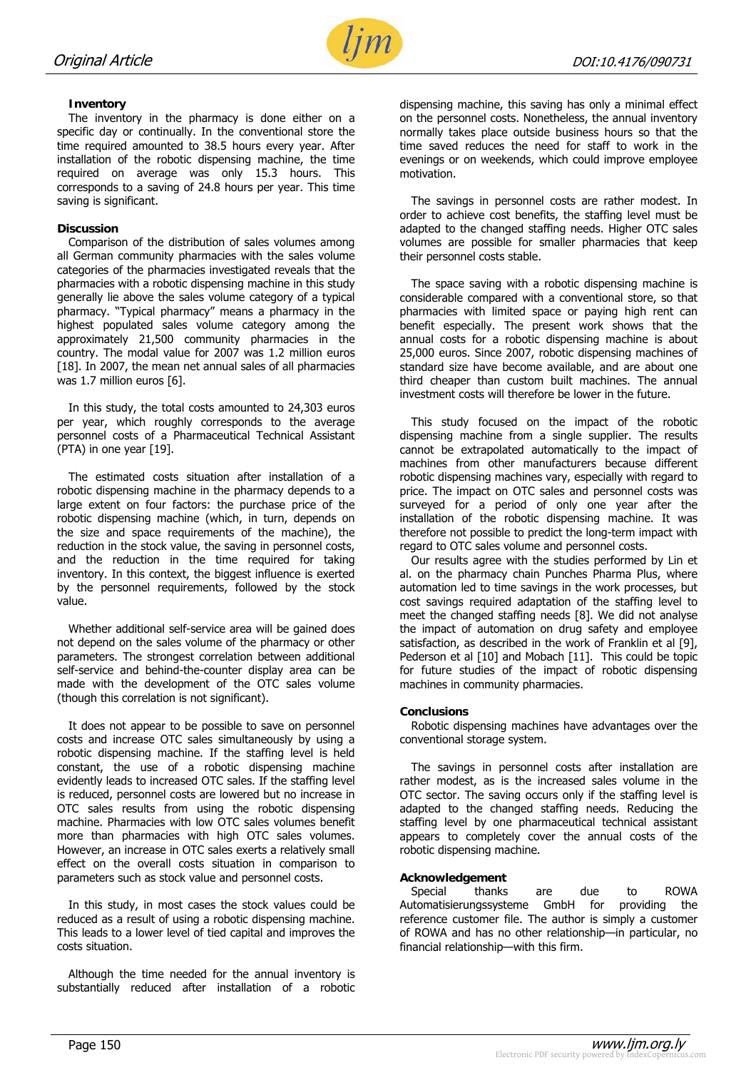**Inventory**

The inventory in the pharmacy is done either on a specific day or continually. In the conventional store the time required amounted to 38.5 hours every year. After installation of the robotic dispensing machine, the time required on average was only 15.3 hours. This corresponds to a saving of 24.8 hours per year. This time saving is significant.

## Discussion

Comparison of the distribution of sales volumes among all German community pharmacies with the sales volume categories of the pharmacies investigated reveals that the pharmacies with a robotic dispensing machine in this study generally lie above the sales volume category of a typical pharmacy. "Typical pharmacy" means a pharmacy in the highest populated sales volume category among the approximately 21,500 community pharmacies in the country. The modal value for 2007 was 1.2 million euros [18]. In 2007, the mean net annual sales of all pharmacies was 1.7 million euros [6].

In this study, the total costs amounted to 24,303 euros per year, which roughly corresponds to the average personnel costs of a Pharmaceutical Technical Assistant (PTA) in one year [19].

The estimated costs situation after installation of a robotic dispensing machine in the pharmacy depends to a large extent on four factors: the purchase price of the robotic dispensing machine (which, in turn, depends on the size and space requirements of the machine), the reduction in the stock value, the saving in personnel costs, and the reduction in the time required for taking inventory. In this context, the biggest influence is exerted by the personnel requirements, followed by the stock value.

Whether additional self-service area will be gained does not depend on the sales volume of the pharmacy or other parameters. The strongest correlation between additional self-service and behind-the-counter display area can be made with the development of the OTC sales volume (though this correlation is not significant).

It does not appear to be possible to save on personnel costs and increase OTC sales simultaneously by using a robotic dispensing machine. If the staffing level is held constant, the use of a robotic dispensing machine evidently leads to increased OTC sales. If the staffing level is reduced, personnel costs are lowered but no increase in OTC sales results from using the robotic dispensing machine. Pharmacies with low OTC sales volumes benefit more than pharmacies with high OTC sales volumes. However, an increase in OTC sales exerts a relatively small effect on the overall costs situation in comparison to parameters such as stock value and personnel costs.

In this study, in most cases the stock values could be reduced as a result of using a robotic dispensing machine. This leads to a lower level of tied capital and improves the costs situation.

Although the time needed for the annual inventory is substantially reduced after installation of a robotic dispensing machine, this saving has only a minimal effect on the personnel costs. Nonetheless, the annual inventory normally takes place outside business hours so that the time saved reduces the need for staff to work in the evenings or on weekends, which could improve employee motivation.

The savings in personnel costs are rather modest. In order to achieve cost benefits, the staffing level must be adapted to the changed staffing needs. Higher OTC sales volumes are possible for smaller pharmacies that keep their personnel costs stable.

The space saving with a robotic dispensing machine is considerable compared with a conventional store, so that pharmacies with limited space or paying high rent can benefit especially. The present work shows that the annual costs for a robotic dispensing machine is about 25,000 euros. Since 2007, robotic dispensing machines of standard size have become available, and are about one third cheaper than custom built machines. The annual investment costs will therefore be lower in the future.

This study focused on the impact of the robotic dispensing machine from a single supplier. The results cannot be extrapolated automatically to the impact of machines from other manufacturers because different robotic dispensing machines vary, especially with regard to price. The impact on OTC sales and personnel costs was surveyed for a period of only one year after the installation of the robotic dispensing machine. It was therefore not possible to predict the long-term impact with regard to OTC sales volume and personnel costs.

Our results agree with the studies performed by Lin et al. on the pharmacy chain Punches Pharma Plus, where automation led to time savings in the work processes, but cost savings required adaptation of the staffing level to meet the changed staffing needs [8]. We did not analyse the impact of automation on drug safety and employee satisfaction, as described in the work of Franklin et al [9], Pederson et al [10] and Mobach [11]. This could be topic for future studies of the impact of robotic dispensing machines in community pharmacies.

## Conclusions

Robotic dispensing machines have advantages over the conventional storage system.

The savings in personnel costs after installation are rather modest, as is the increased sales volume in the OTC sector. The saving occurs only if the staffing level is adapted to the changed staffing needs. Reducing the staffing level by one pharmaceutical technical assistant appears to completely cover the annual costs of the robotic dispensing machine.

## Acknowledgement

Special thanks are due to ROWA Automatisierungssysteme GmbH for providing the reference customer file. The author is simply a customer of ROWA and has no other relationship—in particular, no financial relationship—with this firm.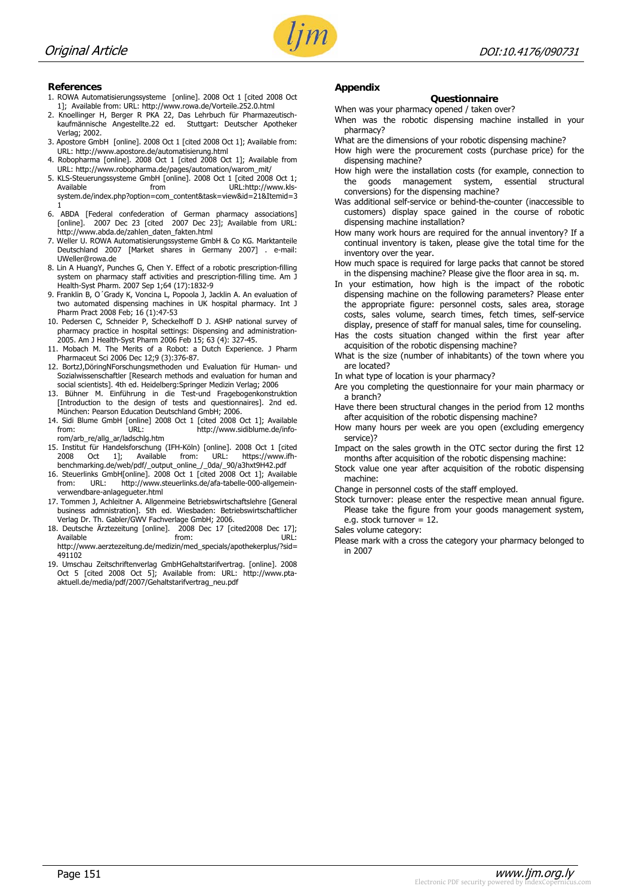## References

1. ROWA Automatisierungssysteme [online]. 2008 Oct 1 [cited 2008 Oct 1]; Available from: URL: http://www.rowa.de/Vorteile.252.0.html
2. Knoellinger H, Berger R PKA 22, Das Lehrbuch für Pharmazeutisch-kaufmännische Angestellte.22 ed. Stuttgart: Deutscher Apotheker Verlag; 2002.
3. Apostore GmbH [online]. 2008 Oct 1 [cited 2008 Oct 1]; Available from: URL: http://www.apostore.de/automatisierung.html
4. Robopharma [online]. 2008 Oct 1 [cited 2008 Oct 1]; Available from URL: http://www.robopharma.de/pages/automation/warom_mit/
5. KLS-Steuerungssysteme GmbH [online]. 2008 Oct 1 [cited 2008 Oct 1; Available from URL:http://www.kls-system.de/index.php?option=com_content&task=view&id=21&Itemid=31
6. ABDA [Federal confederation of German pharmacy associations] [online]. 2007 Dec 23 [cited 2007 Dec 23]; Available from URL: http://www.abda.de/zahlen_daten_fakten.html
7. Weller U. ROWA Automatisierungssysteme GmbH & Co KG. Marktanteile Deutschland 2007 [Market shares in Germany 2007] . e-mail: UWeller@rowa.de
8. Lin A HuangY, Punches G, Chen Y. Effect of a robotic prescription-filling system on pharmacy staff activities and prescription-filling time. Am J Health-Syst Pharm. 2007 Sep 1;64 (17):1832-9
9. Franklin B, O´Grady K, Voncina L, Popoola J, Jacklin A. An evaluation of two automated dispensing machines in UK hospital pharmacy. Int J Pharm Pract 2008 Feb; 16 (1):47-53
10. Pedersen C, Schneider P, Scheckelhoff D J. ASHP national survey of pharmacy practice in hospital settings: Dispensing and administration-2005. Am J Health-Syst Pharm 2006 Feb 15; 63 (4): 327-45.
11. Mobach M. The Merits of a Robot: a Dutch Experience. J Pharm Pharmaceut Sci 2006 Dec 12;9 (3):376-87.
12. BortzJ,DöringNForschungsmethoden und Evaluation für Human- und Sozialwissenschaftler [Research methods and evaluation for human and social scientists]. 4th ed. Heidelberg:Springer Medizin Verlag; 2006
13. Bühner M. Einführung in die Test-und Fragebogenkonstruktion [Introduction to the design of tests and questionnaires]. 2nd ed. München: Pearson Education Deutschland GmbH; 2006.
14. Sidi Blume GmbH [online] 2008 Oct 1 [cited 2008 Oct 1]; Available from: URL: http://www.sidiblume.de/info-rom/arb_re/allg_ar/ladschlg.htm
15. Institut für Handelsforschung (IFH-Köln) [online]. 2008 Oct 1 [cited 2008 Oct 1]; Available from: URL: https://www.ifh-benchmarking.de/web/pdf/_output_online_/_0da/_90/a3hxt9H42.pdf
16. Steuerlinks GmbH[online]. 2008 Oct 1 [cited 2008 Oct 1]; Available from: URL: http://www.steuerlinks.de/afa-tabelle-000-allgemein-verwendbare-anlagegueter.html
17. Tommen J, Achleitner A. Allgenmeine Betriebswirtschaftslehre [General business admnistration]. 5th ed. Wiesbaden: Betriebswirtschaftlicher Verlag Dr. Th. Gabler/GWV Fachverlage GmbH; 2006.
18. Deutsche Ärztezeitung [online]. 2008 Dec 17 [cited2008 Dec 17]; Available from: URL: http://www.aerztezeitung.de/medizin/med_specials/apothekerplus/?sid=491102
19. Umschau Zeitschriftenverlag GmbHGehaltstarifvertrag. [online]. 2008 Oct 5 [cited 2008 Oct 5]; Available from: URL: http://www.pta-aktuell.de/media/pdf/2007/Gehaltstarifvertrag_neu.pdf

## Appendix

### Questionnaire

When was your pharmacy opened / taken over?

When was the robotic dispensing machine installed in your pharmacy?

What are the dimensions of your robotic dispensing machine?

How high were the procurement costs (purchase price) for the dispensing machine?

How high were the installation costs (for example, connection to the goods management system, essential structural conversions) for the dispensing machine?

Was additional self-service or behind-the-counter (inaccessible to customers) display space gained in the course of robotic dispensing machine installation?

How many work hours are required for the annual inventory? If a continual inventory is taken, please give the total time for the inventory over the year.

How much space is required for large packs that cannot be stored in the dispensing machine? Please give the floor area in sq. m.

In your estimation, how high is the impact of the robotic dispensing machine on the following parameters? Please enter the appropriate figure: personnel costs, sales area, storage costs, sales volume, search times, fetch times, self-service display, presence of staff for manual sales, time for counseling.

Has the costs situation changed within the first year after acquisition of the robotic dispensing machine?

What is the size (number of inhabitants) of the town where you are located?

In what type of location is your pharmacy?

Are you completing the questionnaire for your main pharmacy or a branch?

Have there been structural changes in the period from 12 months after acquisition of the robotic dispensing machine?

How many hours per week are you open (excluding emergency service)?

Impact on the sales growth in the OTC sector during the first 12 months after acquisition of the robotic dispensing machine:

Stock value one year after acquisition of the robotic dispensing machine:

Change in personnel costs of the staff employed.

Stock turnover: please enter the respective mean annual figure. Please take the figure from your goods management system, e.g. stock turnover = 12.

Sales volume category:

Please mark with a cross the category your pharmacy belonged to in 2007